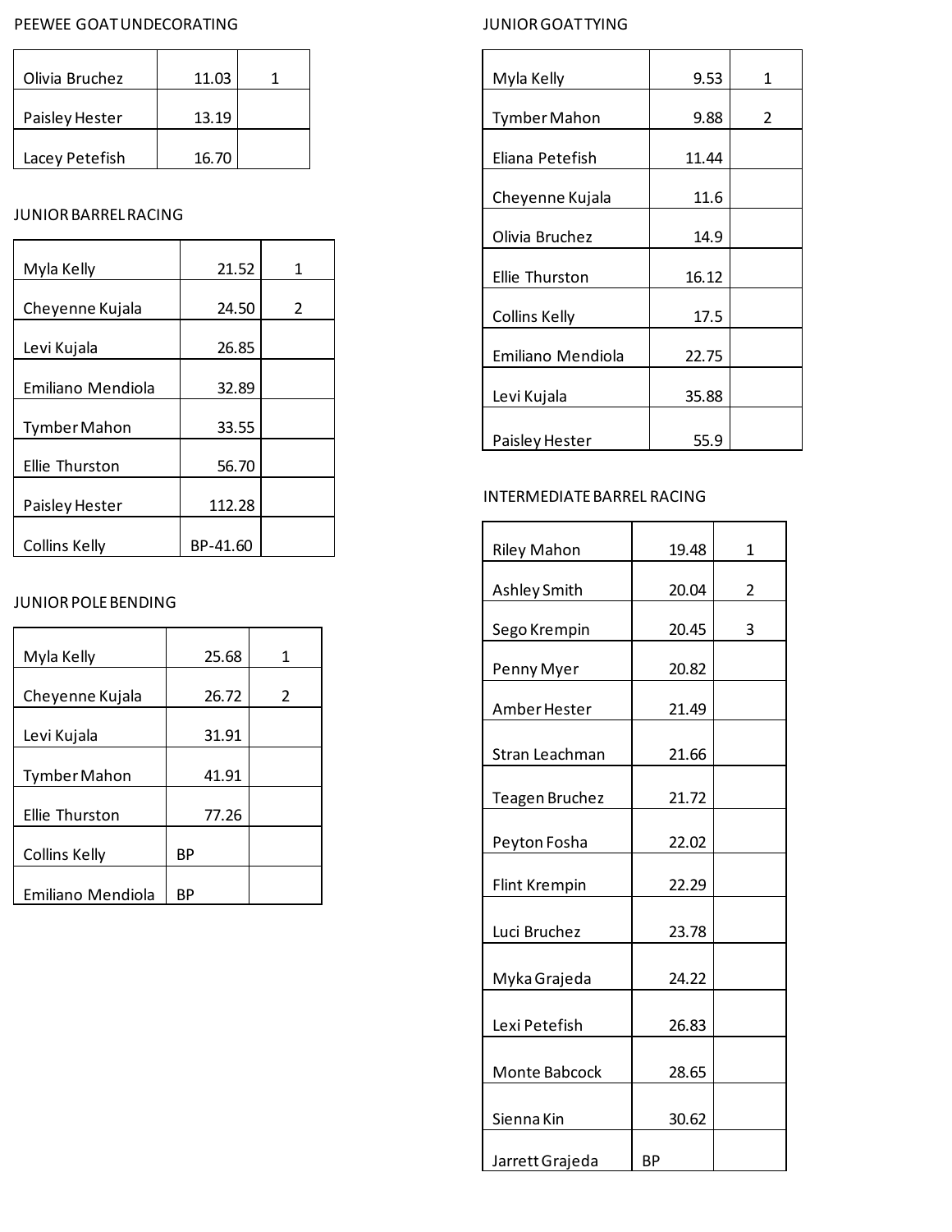## PEEWEE GOAT UNDECORATING

| Name | Time | Place |
|---|---|---|
| Olivia Bruchez | 11.03 | 1 |
| Paisley Hester | 13.19 | |
| Lacey Petefish | 16.70 | |

## JUNIOR BARREL RACING

| Name | Time | Place |
|---|---|---|
| Myla Kelly | 21.52 | 1 |
| Cheyenne Kujala | 24.50 | 2 |
| Levi Kujala | 26.85 | |
| Emiliano Mendiola | 32.89 | |
| Tymber Mahon | 33.55 | |
| Ellie Thurston | 56.70 | |
| Paisley Hester | 112.28 | |
| Collins Kelly | BP-41.60 | |

## JUNIOR POLE BENDING

| Name | Time | Place |
|---|---|---|
| Myla Kelly | 25.68 | 1 |
| Cheyenne Kujala | 26.72 | 2 |
| Levi Kujala | 31.91 | |
| Tymber Mahon | 41.91 | |
| Ellie Thurston | 77.26 | |
| Collins Kelly | BP | |
| Emiliano Mendiola | BP | |

## JUNIOR GOAT TYING

| Name | Time | Place |
|---|---|---|
| Myla Kelly | 9.53 | 1 |
| Tymber Mahon | 9.88 | 2 |
| Eliana Petefish | 11.44 | |
| Cheyenne Kujala | 11.6 | |
| Olivia Bruchez | 14.9 | |
| Ellie Thurston | 16.12 | |
| Collins Kelly | 17.5 | |
| Emiliano Mendiola | 22.75 | |
| Levi Kujala | 35.88 | |
| Paisley Hester | 55.9 | |

## INTERMEDIATE BARREL RACING

| Name | Time | Place |
|---|---|---|
| Riley Mahon | 19.48 | 1 |
| Ashley Smith | 20.04 | 2 |
| Sego Krempin | 20.45 | 3 |
| Penny Myer | 20.82 | |
| Amber Hester | 21.49 | |
| Stran Leachman | 21.66 | |
| Teagen Bruchez | 21.72 | |
| Peyton Fosha | 22.02 | |
| Flint Krempin | 22.29 | |
| Luci Bruchez | 23.78 | |
| Myka Grajeda | 24.22 | |
| Lexi Petefish | 26.83 | |
| Monte Babcock | 28.65 | |
| Sienna Kin | 30.62 | |
| Jarrett Grajeda | BP | |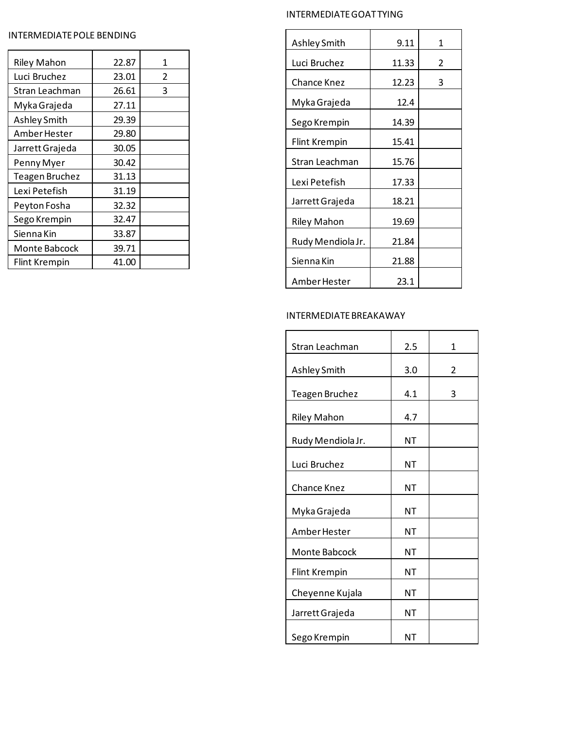## INTERMEDIATE POLE BENDING

| Name | Time | Place |
|---|---|---|
| Riley Mahon | 22.87 | 1 |
| Luci Bruchez | 23.01 | 2 |
| Stran Leachman | 26.61 | 3 |
| Myka Grajeda | 27.11 | |
| Ashley Smith | 29.39 | |
| Amber Hester | 29.80 | |
| Jarrett Grajeda | 30.05 | |
| Penny Myer | 30.42 | |
| Teagen Bruchez | 31.13 | |
| Lexi Petefish | 31.19 | |
| Peyton Fosha | 32.32 | |
| Sego Krempin | 32.47 | |
| Sienna Kin | 33.87 | |
| Monte Babcock | 39.71 | |
| Flint Krempin | 41.00 | |

## INTERMEDIATE GOAT TYING

| Name | Time | Place |
|---|---|---|
| Ashley Smith | 9.11 | 1 |
| Luci Bruchez | 11.33 | 2 |
| Chance Knez | 12.23 | 3 |
| Myka Grajeda | 12.4 | |
| Sego Krempin | 14.39 | |
| Flint Krempin | 15.41 | |
| Stran Leachman | 15.76 | |
| Lexi Petefish | 17.33 | |
| Jarrett Grajeda | 18.21 | |
| Riley Mahon | 19.69 | |
| Rudy Mendiola Jr. | 21.84 | |
| Sienna Kin | 21.88 | |
| Amber Hester | 23.1 | |

## INTERMEDIATE BREAKAWAY

| Name | Time | Place |
|---|---|---|
| Stran Leachman | 2.5 | 1 |
| Ashley Smith | 3.0 | 2 |
| Teagen Bruchez | 4.1 | 3 |
| Riley Mahon | 4.7 | |
| Rudy Mendiola Jr. | NT | |
| Luci Bruchez | NT | |
| Chance Knez | NT | |
| Myka Grajeda | NT | |
| Amber Hester | NT | |
| Monte Babcock | NT | |
| Flint Krempin | NT | |
| Cheyenne Kujala | NT | |
| Jarrett Grajeda | NT | |
| Sego Krempin | NT | |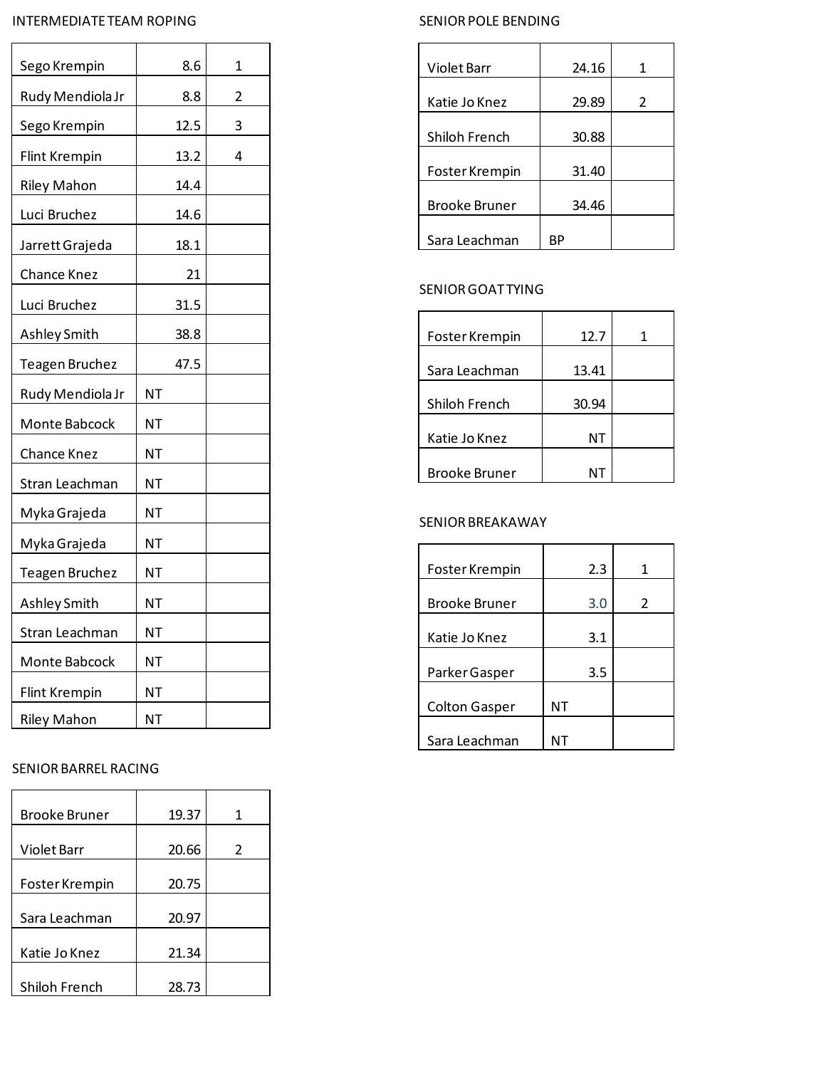## INTERMEDIATE TEAM ROPING

| Name | Time | Place |
|---|---|---|
| Sego Krempin | 8.6 | 1 |
| Rudy Mendiola Jr | 8.8 | 2 |
| Sego Krempin | 12.5 | 3 |
| Flint Krempin | 13.2 | 4 |
| Riley Mahon | 14.4 | |
| Luci Bruchez | 14.6 | |
| Jarrett Grajeda | 18.1 | |
| Chance Knez | 21 | |
| Luci Bruchez | 31.5 | |
| Ashley Smith | 38.8 | |
| Teagen Bruchez | 47.5 | |
| Rudy Mendiola Jr | NT | |
| Monte Babcock | NT | |
| Chance Knez | NT | |
| Stran Leachman | NT | |
| Myka Grajeda | NT | |
| Myka Grajeda | NT | |
| Teagen Bruchez | NT | |
| Ashley Smith | NT | |
| Stran Leachman | NT | |
| Monte Babcock | NT | |
| Flint Krempin | NT | |
| Riley Mahon | NT | |

## SENIOR BARREL RACING

| Name | Time | Place |
|---|---|---|
| Brooke Bruner | 19.37 | 1 |
| Violet Barr | 20.66 | 2 |
| Foster Krempin | 20.75 | |
| Sara Leachman | 20.97 | |
| Katie Jo Knez | 21.34 | |
| Shiloh French | 28.73 | |

## SENIOR POLE BENDING

| Name | Time | Place |
|---|---|---|
| Violet Barr | 24.16 | 1 |
| Katie Jo Knez | 29.89 | 2 |
| Shiloh French | 30.88 | |
| Foster Krempin | 31.40 | |
| Brooke Bruner | 34.46 | |
| Sara Leachman | BP | |

## SENIOR GOAT TYING

| Name | Time | Place |
|---|---|---|
| Foster Krempin | 12.7 | 1 |
| Sara Leachman | 13.41 | |
| Shiloh French | 30.94 | |
| Katie Jo Knez | NT | |
| Brooke Bruner | NT | |

## SENIOR BREAKAWAY

| Name | Time | Place |
|---|---|---|
| Foster Krempin | 2.3 | 1 |
| Brooke Bruner | 3.0 | 2 |
| Katie Jo Knez | 3.1 | |
| Parker Gasper | 3.5 | |
| Colton Gasper | NT | |
| Sara Leachman | NT | |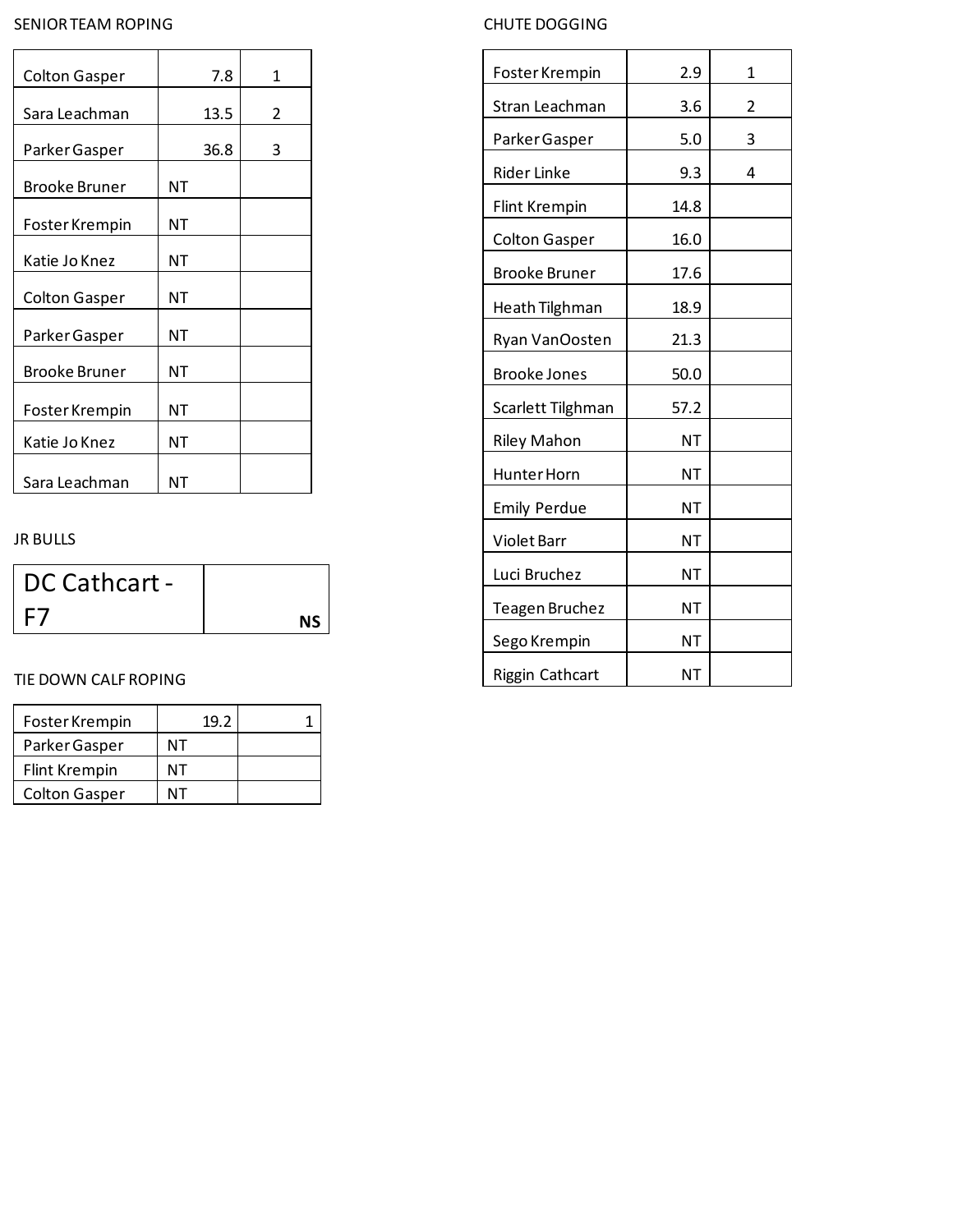## SENIOR TEAM ROPING

| | | |
|---|---|---|
| Colton Gasper | 7.8 | 1 |
| Sara Leachman | 13.5 | 2 |
| Parker Gasper | 36.8 | 3 |
| Brooke Bruner | NT | |
| Foster Krempin | NT | |
| Katie Jo Knez | NT | |
| Colton Gasper | NT | |
| Parker Gasper | NT | |
| Brooke Bruner | NT | |
| Foster Krempin | NT | |
| Katie Jo Knez | NT | |
| Sara Leachman | NT | |

## JR BULLS

| | |
|---|---|
| DC Cathcart - F7 | NS |

## TIE DOWN CALF ROPING

| | | |
|---|---|---|
| Foster Krempin | 19.2 | 1 |
| Parker Gasper | NT | |
| Flint Krempin | NT | |
| Colton Gasper | NT | |

## CHUTE DOGGING

| | | |
|---|---|---|
| Foster Krempin | 2.9 | 1 |
| Stran Leachman | 3.6 | 2 |
| Parker Gasper | 5.0 | 3 |
| Rider Linke | 9.3 | 4 |
| Flint Krempin | 14.8 | |
| Colton Gasper | 16.0 | |
| Brooke Bruner | 17.6 | |
| Heath Tilghman | 18.9 | |
| Ryan VanOosten | 21.3 | |
| Brooke Jones | 50.0 | |
| Scarlett Tilghman | 57.2 | |
| Riley Mahon | NT | |
| Hunter Horn | NT | |
| Emily Perdue | NT | |
| Violet Barr | NT | |
| Luci Bruchez | NT | |
| Teagen Bruchez | NT | |
| Sego Krempin | NT | |
| Riggin Cathcart | NT | |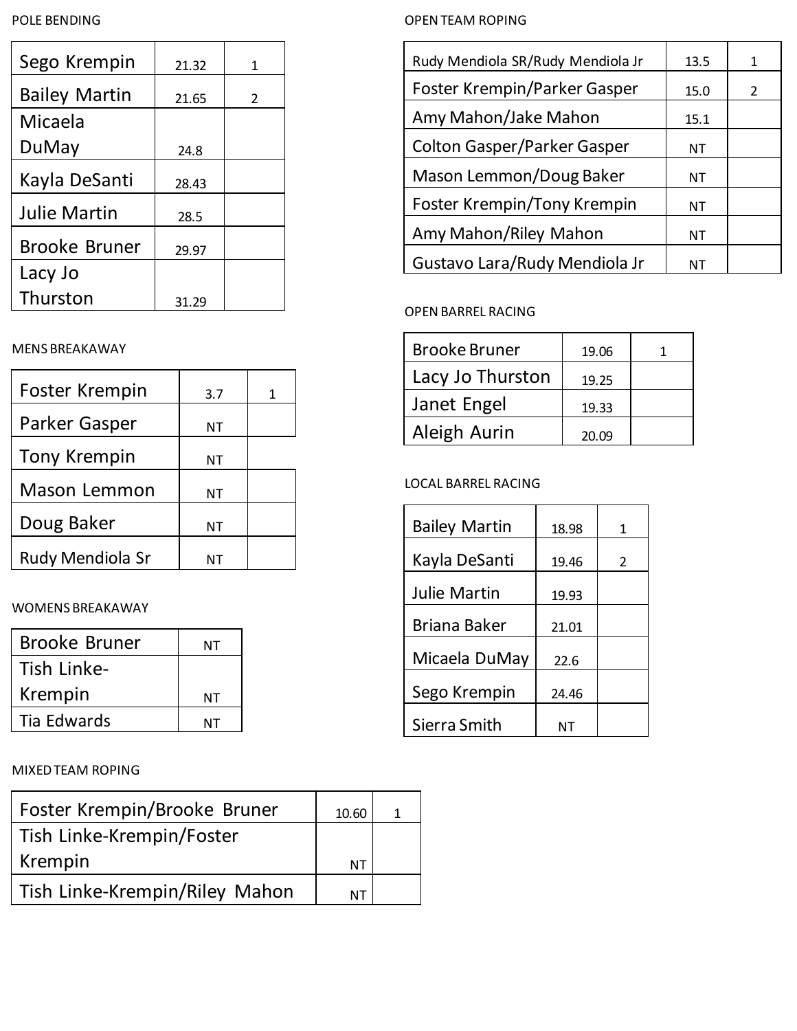POLE BENDING

| Name | Time | Place |
|---|---|---|
| Sego Krempin | 21.32 | 1 |
| Bailey Martin | 21.65 | 2 |
| Micaela DuMay | 24.8 | |
| Kayla DeSanti | 28.43 | |
| Julie Martin | 28.5 | |
| Brooke Bruner | 29.97 | |
| Lacy Jo Thurston | 31.29 | |

MENS BREAKAWAY

| Name | Time | Place |
|---|---|---|
| Foster Krempin | 3.7 | 1 |
| Parker Gasper | NT | |
| Tony Krempin | NT | |
| Mason Lemmon | NT | |
| Doug Baker | NT | |
| Rudy Mendiola Sr | NT | |

WOMENS BREAKAWAY

| Name | Time |
|---|---|
| Brooke Bruner | NT |
| Tish Linke-Krempin | NT |
| Tia Edwards | NT |

MIXED TEAM ROPING

| Team | Time | Place |
|---|---|---|
| Foster Krempin/Brooke Bruner | 10.60 | 1 |
| Tish Linke-Krempin/Foster Krempin | NT | |
| Tish Linke-Krempin/Riley Mahon | NT | |

OPEN TEAM ROPING

| Team | Time | Place |
|---|---|---|
| Rudy Mendiola SR/Rudy Mendiola Jr | 13.5 | 1 |
| Foster Krempin/Parker Gasper | 15.0 | 2 |
| Amy Mahon/Jake Mahon | 15.1 | |
| Colton Gasper/Parker Gasper | NT | |
| Mason Lemmon/Doug Baker | NT | |
| Foster Krempin/Tony Krempin | NT | |
| Amy Mahon/Riley Mahon | NT | |
| Gustavo Lara/Rudy Mendiola Jr | NT | |

OPEN BARREL RACING

| Name | Time | Place |
|---|---|---|
| Brooke Bruner | 19.06 | 1 |
| Lacy Jo Thurston | 19.25 | |
| Janet Engel | 19.33 | |
| Aleigh Aurin | 20.09 | |

LOCAL BARREL RACING

| Name | Time | Place |
|---|---|---|
| Bailey Martin | 18.98 | 1 |
| Kayla DeSanti | 19.46 | 2 |
| Julie Martin | 19.93 | |
| Briana Baker | 21.01 | |
| Micaela DuMay | 22.6 | |
| Sego Krempin | 24.46 | |
| Sierra Smith | NT | |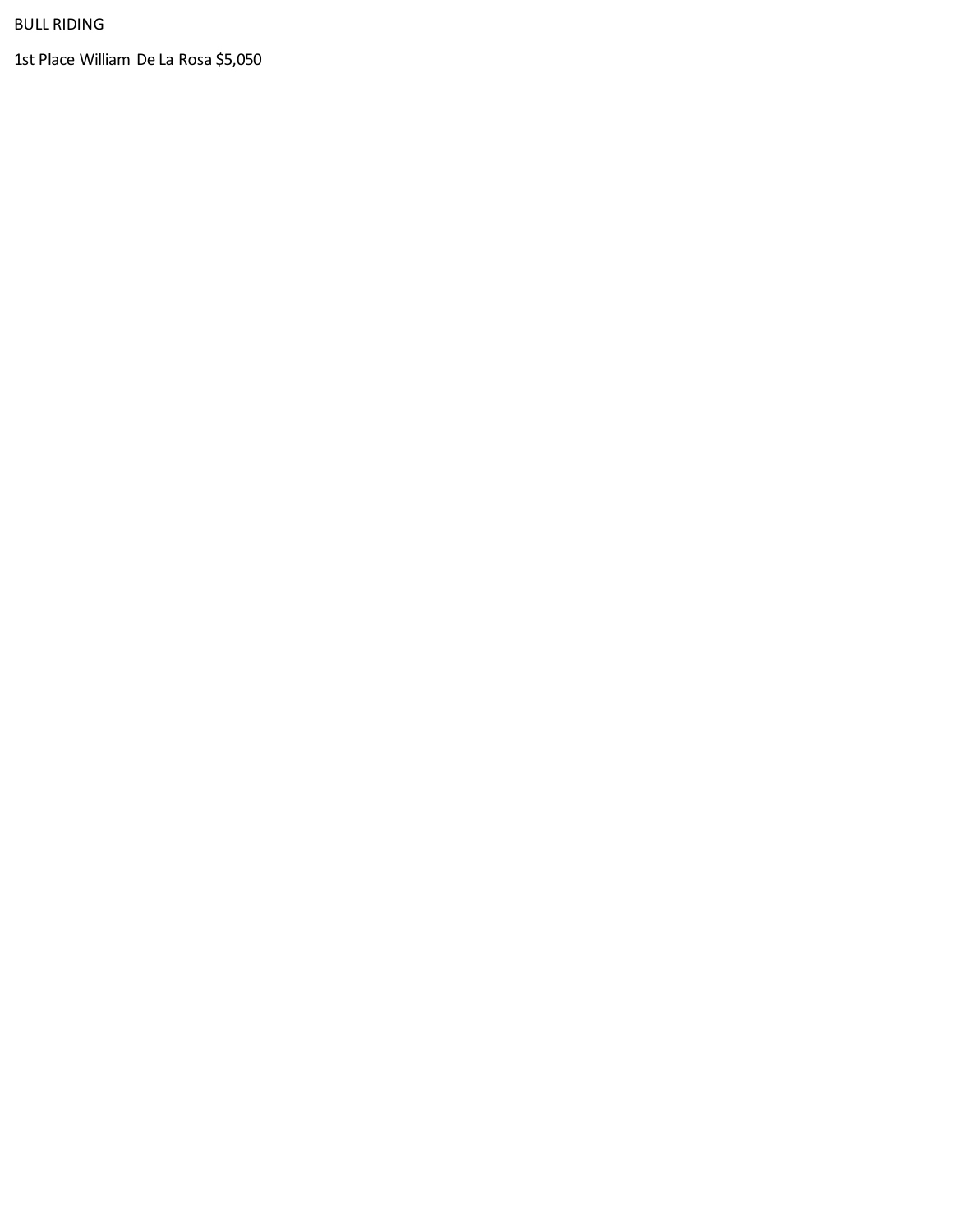BULL RIDING

1st Place William De La Rosa $5,050